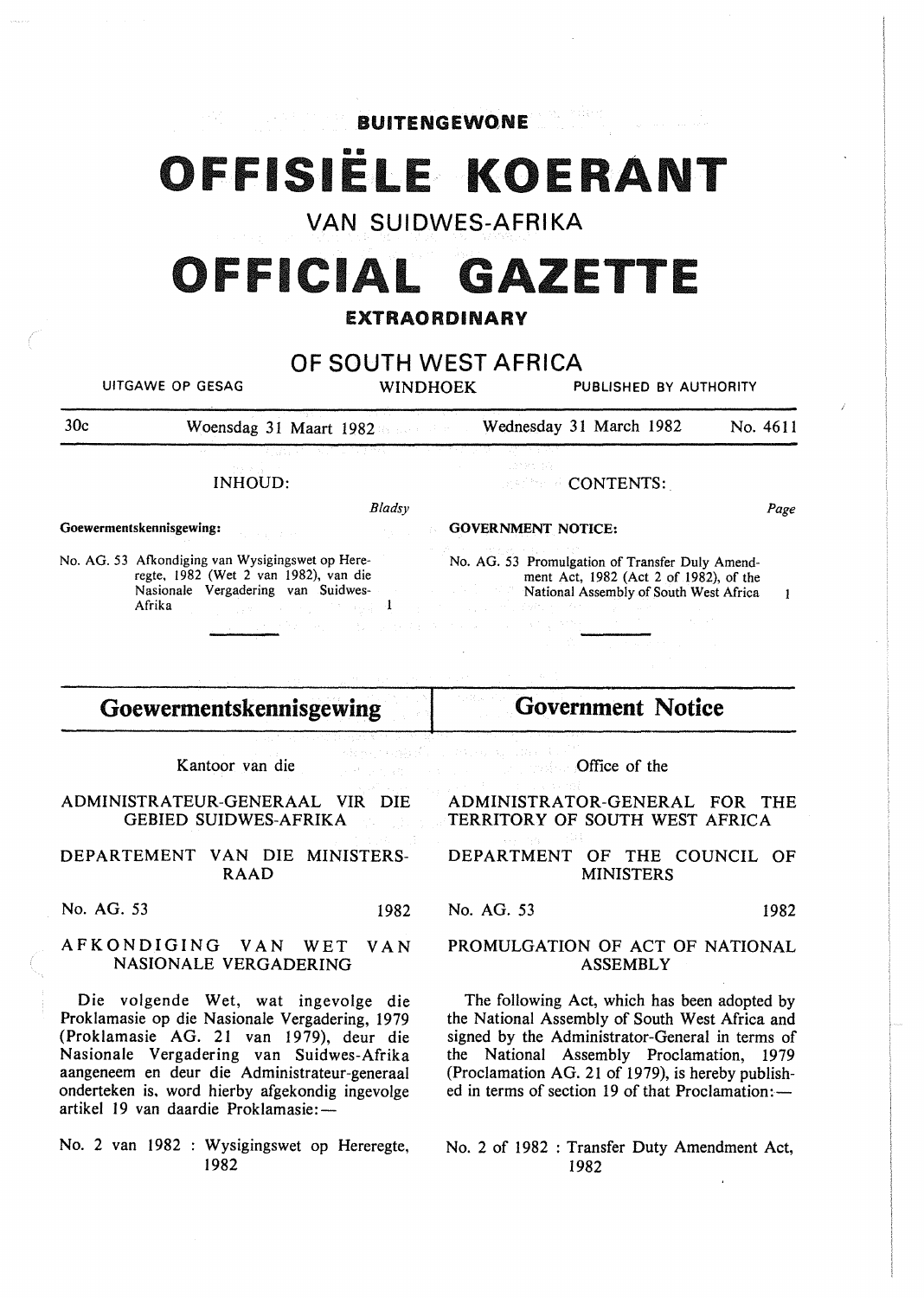# BUITENGEWONE

# OFFISIËLE KOERANT

## VAN SUIDWES-AFRIKA

# OFFICIAL GAZETTE

## EXTRAORDINARY

## OF SOUTH WEST AFRICA

UITGAWE OP GESAG — WINDHOEK — PUBLISHED BY AUTHORITY

30c — Woensdag 31 Maart 1982 — Wednesday 31 March 1982 — No. 4611

INHOUD:

*Bladsy*

**Goewermentskennisgewing:**

No. AG. 53 Afkondiging van Wysigingswet op Hereregte, 1982 (Wet 2 van 1982), van die Nasionale Vergadering van Suidwes-Afrika — 1

CONTENTS:

*Page*

**GOVERNMENT NOTICE:**

No. AG. 53 Promulgation of Transfer Duty Amendment Act, 1982 (Act 2 of 1982), of the National Assembly of South West Africa — 1

## Goewermentskennisgewing

Kantoor van die

ADMINISTRATEUR-GENERAAL VIR DIE GEBIED SUIDWES-AFRIKA

DEPARTEMENT VAN DIE MINISTERSRAAD

No. AG. 53 — 1982

AFKONDIGING VAN WET VAN NASIONALE VERGADERING

Die volgende Wet, wat ingevolge die Proklamasie op die Nasionale Vergadering, 1979 (Proklamasie AG. 21 van 1979), deur die Nasionale Vergadering van Suidwes-Afrika aangeneem en deur die Administrateur-generaal onderteken is, word hierby afgekondig ingevolge artikel 19 van daardie Proklamasie:—

No. 2 van 1982 : Wysigingswet op Hereregte, 1982

## Government Notice

Office of the

ADMINISTRATOR-GENERAL FOR THE TERRITORY OF SOUTH WEST AFRICA

DEPARTMENT OF THE COUNCIL OF MINISTERS

No. AG. 53 — 1982

PROMULGATION OF ACT OF NATIONAL ASSEMBLY

The following Act, which has been adopted by the National Assembly of South West Africa and signed by the Administrator-General in terms of the National Assembly Proclamation, 1979 (Proclamation AG. 21 of 1979), is hereby published in terms of section 19 of that Proclamation:—

No. 2 of 1982 : Transfer Duty Amendment Act, 1982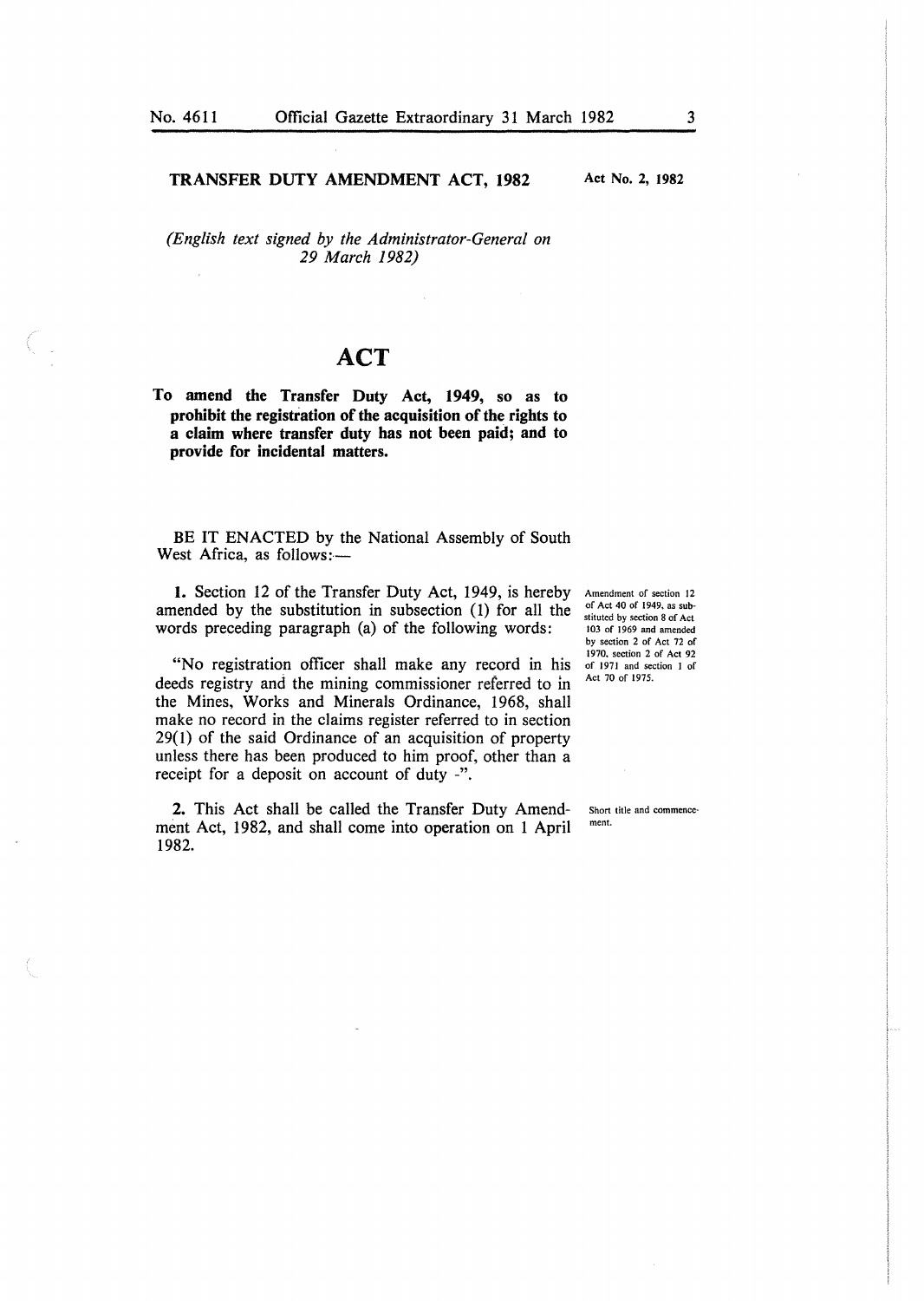**TRANSFER DUTY AMENDMENT ACT, 1982** Act No. 2, 1982

*(English text signed by the Administrator-General on 29 March 1982)*

# ACT

**To amend the Transfer Duty Act, 1949, so as to prohibit the registration of the acquisition of the rights to a claim where transfer duty has not been paid; and to provide for incidental matters.**

BE IT ENACTED by the National Assembly of South West Africa, as follows:—

*Amendment of section 12 of Act 40 of 1949, as substituted by section 8 of Act 103 of 1969 and amended by section 2 of Act 72 of 1970, section 2 of Act 92 of 1971 and section 1 of Act 70 of 1975.*

**1.** Section 12 of the Transfer Duty Act, 1949, is hereby amended by the substitution in subsection (1) for all the words preceding paragraph (a) of the following words:

"No registration officer shall make any record in his deeds registry and the mining commissioner referred to in the Mines, Works and Minerals Ordinance, 1968, shall make no record in the claims register referred to in section 29(1) of the said Ordinance of an acquisition of property unless there has been produced to him proof, other than a receipt for a deposit on account of duty -".

*Short title and commencement.*

**2.** This Act shall be called the Transfer Duty Amendment Act, 1982, and shall come into operation on 1 April 1982.